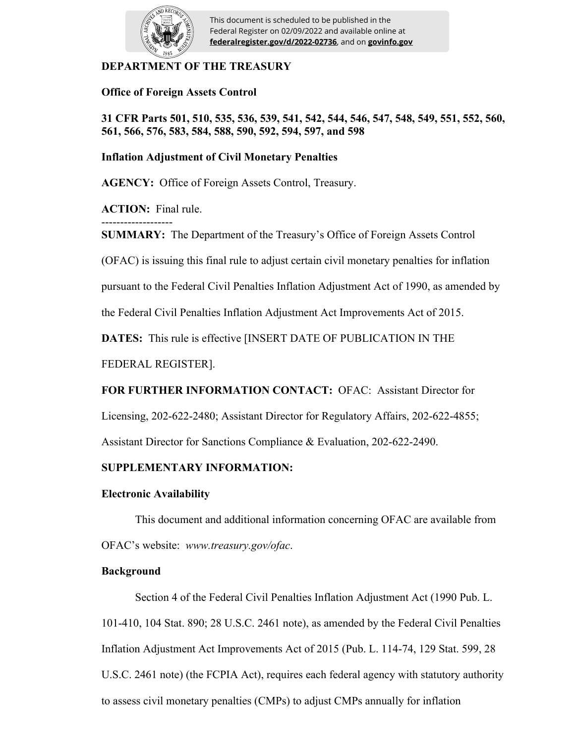This document is scheduled to be published in the Federal Register on 02/09/2022 and available online at **federalregister.gov/d/2022-02736**, and on **govinfo.gov**

**DEPARTMENT OF THE TREASURY**

**Office of Foreign Assets Control**

**31 CFR Parts 501, 510, 535, 536, 539, 541, 542, 544, 546, 547, 548, 549, 551, 552, 560, 561, 566, 576, 583, 584, 588, 590, 592, 594, 597, and 598**

**Inflation Adjustment of Civil Monetary Penalties**

**AGENCY:** Office of Foreign Assets Control, Treasury.

**ACTION:** Final rule.

-------------------

**SUMMARY:** The Department of the Treasury's Office of Foreign Assets Control (OFAC) is issuing this final rule to adjust certain civil monetary penalties for inflation pursuant to the Federal Civil Penalties Inflation Adjustment Act of 1990, as amended by the Federal Civil Penalties Inflation Adjustment Act Improvements Act of 2015.

**DATES:** This rule is effective [INSERT DATE OF PUBLICATION IN THE FEDERAL REGISTER].

**FOR FURTHER INFORMATION CONTACT:** OFAC: Assistant Director for Licensing, 202-622-2480; Assistant Director for Regulatory Affairs, 202-622-4855; Assistant Director for Sanctions Compliance & Evaluation, 202-622-2490.

**SUPPLEMENTARY INFORMATION:**

**Electronic Availability**

This document and additional information concerning OFAC are available from OFAC's website: *www.treasury.gov/ofac*.

**Background**

Section 4 of the Federal Civil Penalties Inflation Adjustment Act (1990 Pub. L. 101-410, 104 Stat. 890; 28 U.S.C. 2461 note), as amended by the Federal Civil Penalties Inflation Adjustment Act Improvements Act of 2015 (Pub. L. 114-74, 129 Stat. 599, 28 U.S.C. 2461 note) (the FCPIA Act), requires each federal agency with statutory authority to assess civil monetary penalties (CMPs) to adjust CMPs annually for inflation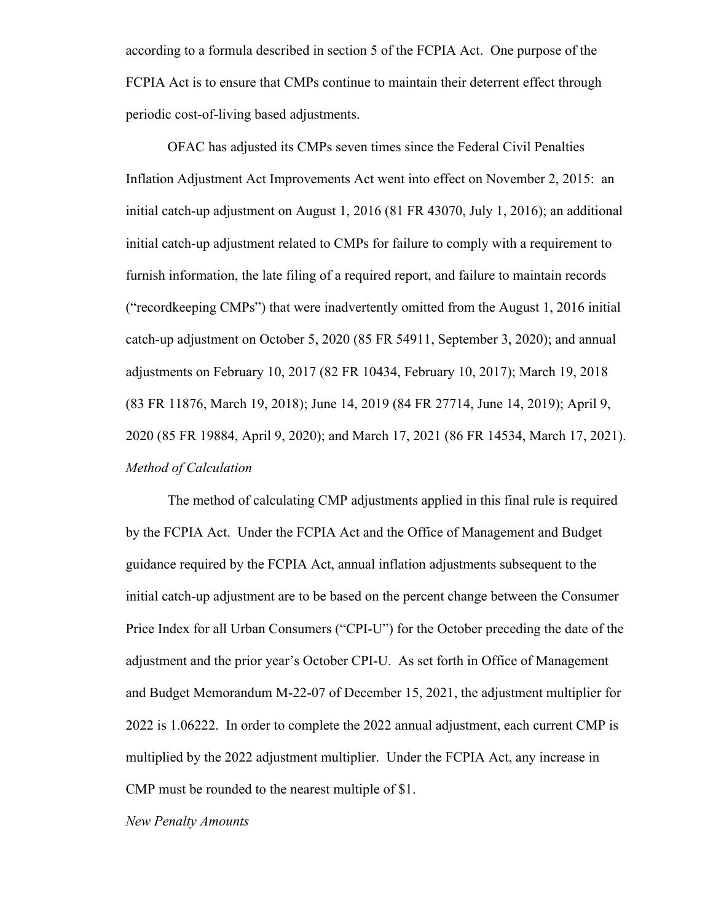according to a formula described in section 5 of the FCPIA Act. One purpose of the FCPIA Act is to ensure that CMPs continue to maintain their deterrent effect through periodic cost-of-living based adjustments.

OFAC has adjusted its CMPs seven times since the Federal Civil Penalties Inflation Adjustment Act Improvements Act went into effect on November 2, 2015: an initial catch-up adjustment on August 1, 2016 (81 FR 43070, July 1, 2016); an additional initial catch-up adjustment related to CMPs for failure to comply with a requirement to furnish information, the late filing of a required report, and failure to maintain records ("recordkeeping CMPs") that were inadvertently omitted from the August 1, 2016 initial catch-up adjustment on October 5, 2020 (85 FR 54911, September 3, 2020); and annual adjustments on February 10, 2017 (82 FR 10434, February 10, 2017); March 19, 2018 (83 FR 11876, March 19, 2018); June 14, 2019 (84 FR 27714, June 14, 2019); April 9, 2020 (85 FR 19884, April 9, 2020); and March 17, 2021 (86 FR 14534, March 17, 2021).

*Method of Calculation*

The method of calculating CMP adjustments applied in this final rule is required by the FCPIA Act. Under the FCPIA Act and the Office of Management and Budget guidance required by the FCPIA Act, annual inflation adjustments subsequent to the initial catch-up adjustment are to be based on the percent change between the Consumer Price Index for all Urban Consumers ("CPI-U") for the October preceding the date of the adjustment and the prior year's October CPI-U. As set forth in Office of Management and Budget Memorandum M-22-07 of December 15, 2021, the adjustment multiplier for 2022 is 1.06222. In order to complete the 2022 annual adjustment, each current CMP is multiplied by the 2022 adjustment multiplier. Under the FCPIA Act, any increase in CMP must be rounded to the nearest multiple of $1.

*New Penalty Amounts*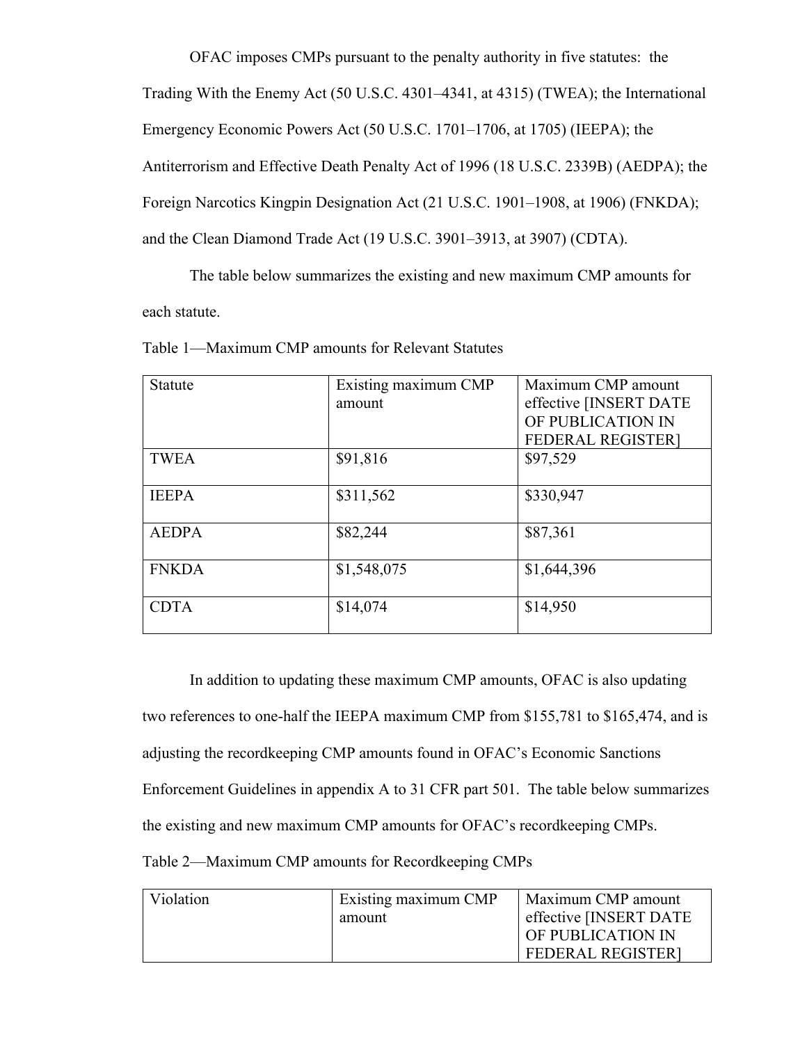OFAC imposes CMPs pursuant to the penalty authority in five statutes: the Trading With the Enemy Act (50 U.S.C. 4301–4341, at 4315) (TWEA); the International Emergency Economic Powers Act (50 U.S.C. 1701–1706, at 1705) (IEEPA); the Antiterrorism and Effective Death Penalty Act of 1996 (18 U.S.C. 2339B) (AEDPA); the Foreign Narcotics Kingpin Designation Act (21 U.S.C. 1901–1908, at 1906) (FNKDA); and the Clean Diamond Trade Act (19 U.S.C. 3901–3913, at 3907) (CDTA).

The table below summarizes the existing and new maximum CMP amounts for each statute.

Table 1—Maximum CMP amounts for Relevant Statutes

| Statute | Existing maximum CMP amount | Maximum CMP amount effective [INSERT DATE OF PUBLICATION IN FEDERAL REGISTER] |
|---|---|---|
| TWEA | $91,816 | $97,529 |
| IEEPA | $311,562 | $330,947 |
| AEDPA | $82,244 | $87,361 |
| FNKDA | $1,548,075 | $1,644,396 |
| CDTA | $14,074 | $14,950 |

In addition to updating these maximum CMP amounts, OFAC is also updating two references to one-half the IEEPA maximum CMP from $155,781 to $165,474, and is adjusting the recordkeeping CMP amounts found in OFAC's Economic Sanctions Enforcement Guidelines in appendix A to 31 CFR part 501. The table below summarizes the existing and new maximum CMP amounts for OFAC's recordkeeping CMPs.

Table 2—Maximum CMP amounts for Recordkeeping CMPs

| Violation | Existing maximum CMP amount | Maximum CMP amount effective [INSERT DATE OF PUBLICATION IN FEDERAL REGISTER] |
|---|---|---|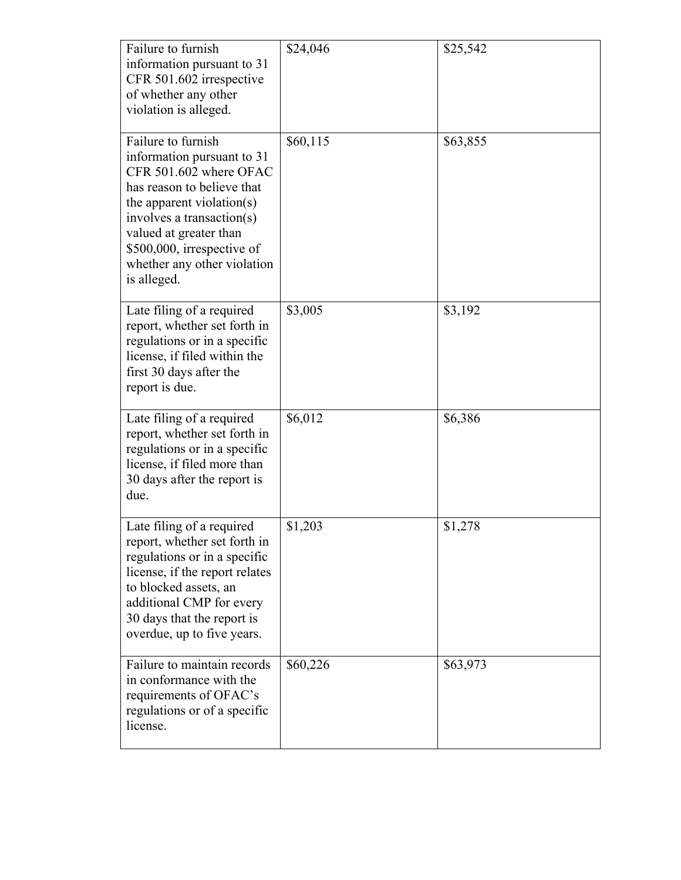| | | |
|---|---|---|
| Failure to furnish information pursuant to 31 CFR 501.602 irrespective of whether any other violation is alleged. | $24,046 | $25,542 |
| Failure to furnish information pursuant to 31 CFR 501.602 where OFAC has reason to believe that the apparent violation(s) involves a transaction(s) valued at greater than $500,000, irrespective of whether any other violation is alleged. | $60,115 | $63,855 |
| Late filing of a required report, whether set forth in regulations or in a specific license, if filed within the first 30 days after the report is due. | $3,005 | $3,192 |
| Late filing of a required report, whether set forth in regulations or in a specific license, if filed more than 30 days after the report is due. | $6,012 | $6,386 |
| Late filing of a required report, whether set forth in regulations or in a specific license, if the report relates to blocked assets, an additional CMP for every 30 days that the report is overdue, up to five years. | $1,203 | $1,278 |
| Failure to maintain records in conformance with the requirements of OFAC's regulations or of a specific license. | $60,226 | $63,973 |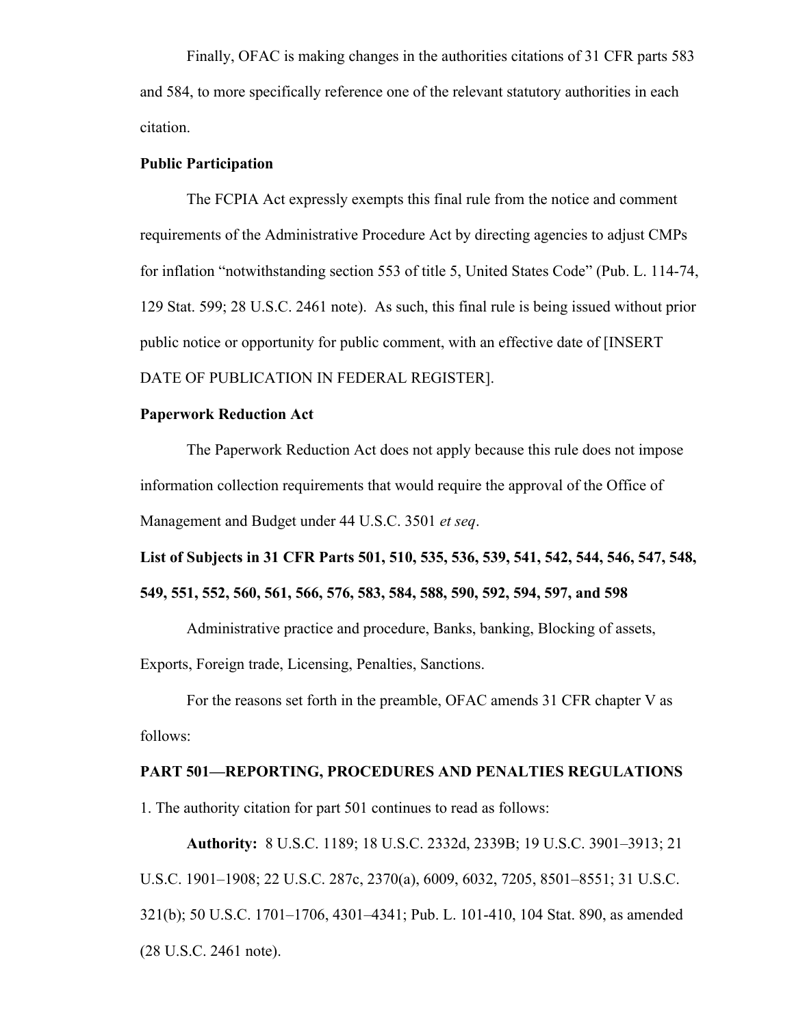Finally, OFAC is making changes in the authorities citations of 31 CFR parts 583 and 584, to more specifically reference one of the relevant statutory authorities in each citation.

**Public Participation**

The FCPIA Act expressly exempts this final rule from the notice and comment requirements of the Administrative Procedure Act by directing agencies to adjust CMPs for inflation "notwithstanding section 553 of title 5, United States Code" (Pub. L. 114-74, 129 Stat. 599; 28 U.S.C. 2461 note). As such, this final rule is being issued without prior public notice or opportunity for public comment, with an effective date of [INSERT DATE OF PUBLICATION IN FEDERAL REGISTER].

**Paperwork Reduction Act**

The Paperwork Reduction Act does not apply because this rule does not impose information collection requirements that would require the approval of the Office of Management and Budget under 44 U.S.C. 3501 *et seq*.

**List of Subjects in 31 CFR Parts 501, 510, 535, 536, 539, 541, 542, 544, 546, 547, 548, 549, 551, 552, 560, 561, 566, 576, 583, 584, 588, 590, 592, 594, 597, and 598**

Administrative practice and procedure, Banks, banking, Blocking of assets, Exports, Foreign trade, Licensing, Penalties, Sanctions.

For the reasons set forth in the preamble, OFAC amends 31 CFR chapter V as follows:

**PART 501—REPORTING, PROCEDURES AND PENALTIES REGULATIONS**

1. The authority citation for part 501 continues to read as follows:

**Authority:** 8 U.S.C. 1189; 18 U.S.C. 2332d, 2339B; 19 U.S.C. 3901–3913; 21 U.S.C. 1901–1908; 22 U.S.C. 287c, 2370(a), 6009, 6032, 7205, 8501–8551; 31 U.S.C. 321(b); 50 U.S.C. 1701–1706, 4301–4341; Pub. L. 101-410, 104 Stat. 890, as amended (28 U.S.C. 2461 note).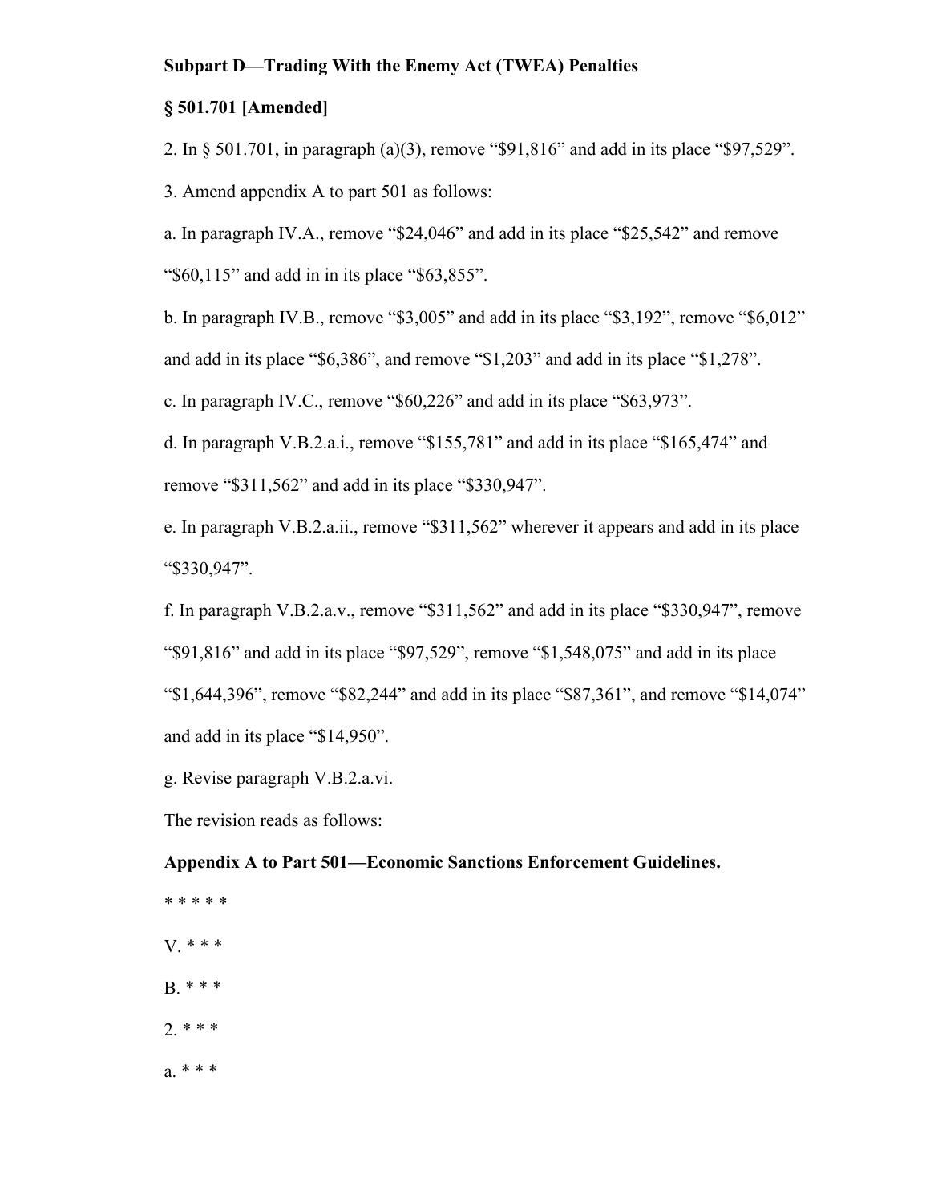**Subpart D—Trading With the Enemy Act (TWEA) Penalties**

**§ 501.701 [Amended]**

2. In § 501.701, in paragraph (a)(3), remove "$91,816" and add in its place "$97,529".

3. Amend appendix A to part 501 as follows:

a. In paragraph IV.A., remove "$24,046" and add in its place "$25,542" and remove "$60,115" and add in in its place "$63,855".

b. In paragraph IV.B., remove "$3,005" and add in its place "$3,192", remove "$6,012" and add in its place "$6,386", and remove "$1,203" and add in its place "$1,278".

c. In paragraph IV.C., remove "$60,226" and add in its place "$63,973".

d. In paragraph V.B.2.a.i., remove "$155,781" and add in its place "$165,474" and remove "$311,562" and add in its place "$330,947".

e. In paragraph V.B.2.a.ii., remove "$311,562" wherever it appears and add in its place "$330,947".

f. In paragraph V.B.2.a.v., remove "$311,562" and add in its place "$330,947", remove "$91,816" and add in its place "$97,529", remove "$1,548,075" and add in its place "$1,644,396", remove "$82,244" and add in its place "$87,361", and remove "$14,074" and add in its place "$14,950".

g. Revise paragraph V.B.2.a.vi.

The revision reads as follows:

**Appendix A to Part 501—Economic Sanctions Enforcement Guidelines.**

\* \* \* \* \*

V. \* \* \*

B. \* \* \*

2. \* \* \*

a. \* \* \*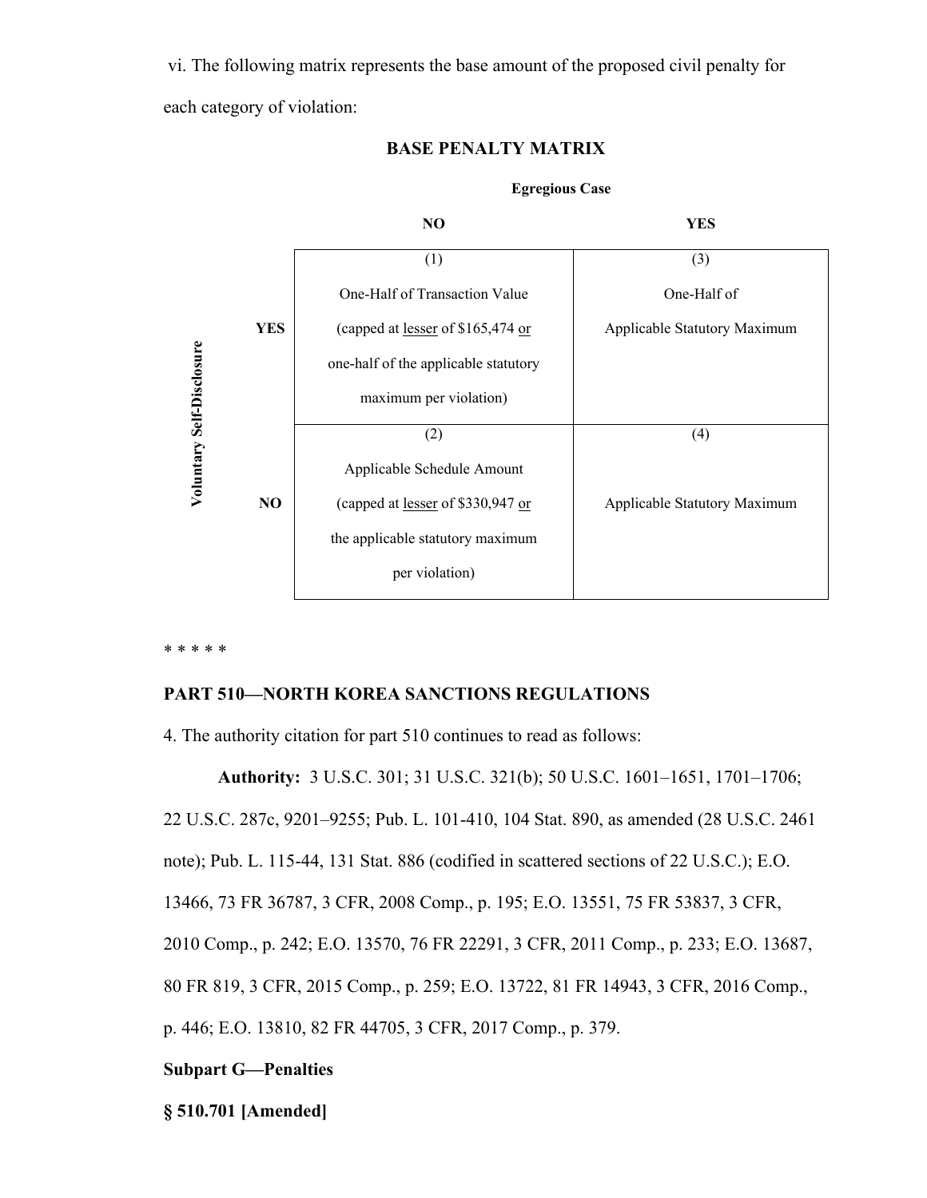vi. The following matrix represents the base amount of the proposed civil penalty for each category of violation:

**BASE PENALTY MATRIX**

| Voluntary Self-Disclosure | Egregious Case: NO | Egregious Case: YES |
|---|---|---|
| YES | (1) One-Half of Transaction Value (capped at lesser of $165,474 or one-half of the applicable statutory maximum per violation) | (3) One-Half of Applicable Statutory Maximum |
| NO | (2) Applicable Schedule Amount (capped at lesser of $330,947 or the applicable statutory maximum per violation) | (4) Applicable Statutory Maximum |

\* \* \* \* \*

## PART 510—NORTH KOREA SANCTIONS REGULATIONS

4. The authority citation for part 510 continues to read as follows:

**Authority:** 3 U.S.C. 301; 31 U.S.C. 321(b); 50 U.S.C. 1601–1651, 1701–1706; 22 U.S.C. 287c, 9201–9255; Pub. L. 101-410, 104 Stat. 890, as amended (28 U.S.C. 2461 note); Pub. L. 115-44, 131 Stat. 886 (codified in scattered sections of 22 U.S.C.); E.O. 13466, 73 FR 36787, 3 CFR, 2008 Comp., p. 195; E.O. 13551, 75 FR 53837, 3 CFR, 2010 Comp., p. 242; E.O. 13570, 76 FR 22291, 3 CFR, 2011 Comp., p. 233; E.O. 13687, 80 FR 819, 3 CFR, 2015 Comp., p. 259; E.O. 13722, 81 FR 14943, 3 CFR, 2016 Comp., p. 446; E.O. 13810, 82 FR 44705, 3 CFR, 2017 Comp., p. 379.

### Subpart G—Penalties

### § 510.701 [Amended]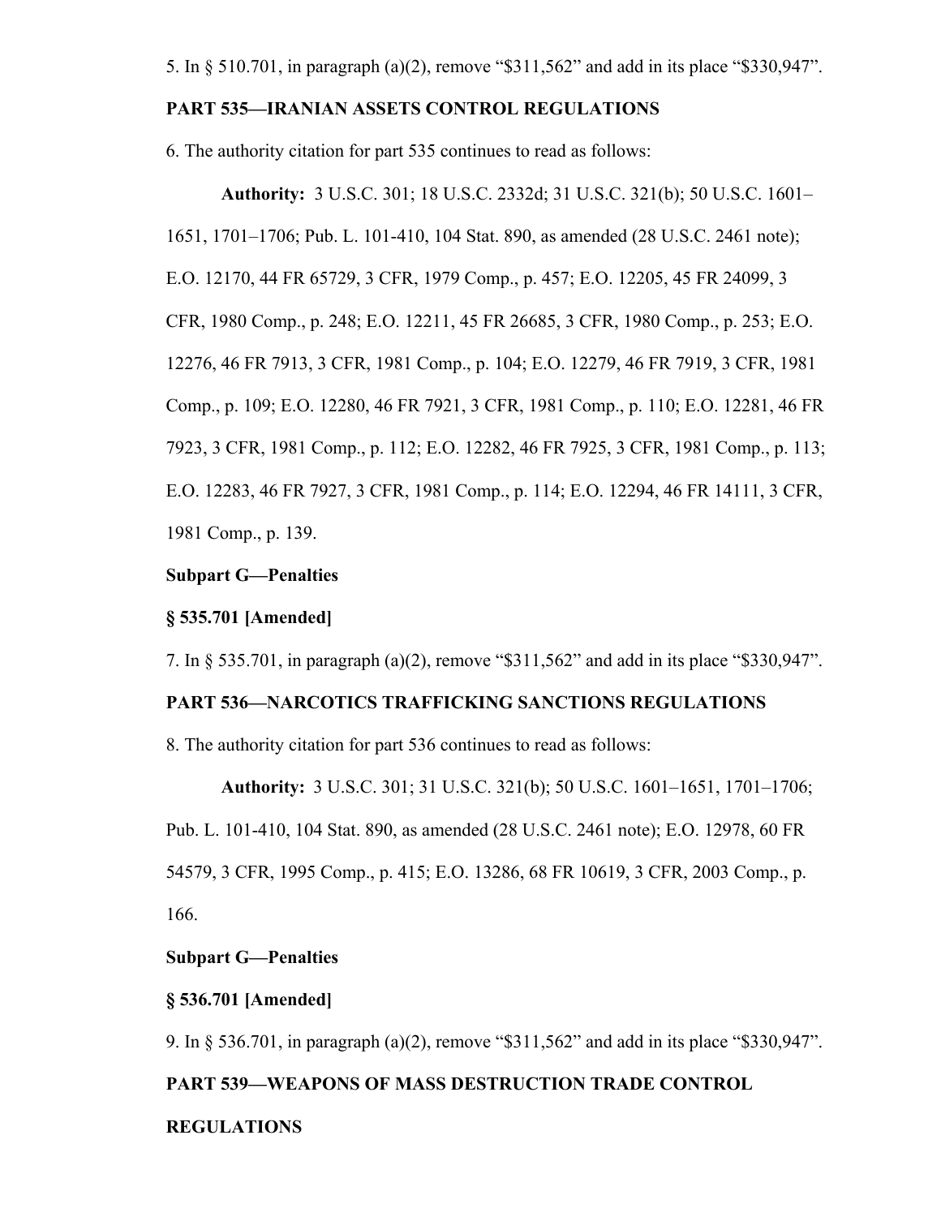5. In § 510.701, in paragraph (a)(2), remove "$311,562" and add in its place "$330,947".

**PART 535—IRANIAN ASSETS CONTROL REGULATIONS**

6. The authority citation for part 535 continues to read as follows:

**Authority:** 3 U.S.C. 301; 18 U.S.C. 2332d; 31 U.S.C. 321(b); 50 U.S.C. 1601–1651, 1701–1706; Pub. L. 101-410, 104 Stat. 890, as amended (28 U.S.C. 2461 note); E.O. 12170, 44 FR 65729, 3 CFR, 1979 Comp., p. 457; E.O. 12205, 45 FR 24099, 3 CFR, 1980 Comp., p. 248; E.O. 12211, 45 FR 26685, 3 CFR, 1980 Comp., p. 253; E.O. 12276, 46 FR 7913, 3 CFR, 1981 Comp., p. 104; E.O. 12279, 46 FR 7919, 3 CFR, 1981 Comp., p. 109; E.O. 12280, 46 FR 7921, 3 CFR, 1981 Comp., p. 110; E.O. 12281, 46 FR 7923, 3 CFR, 1981 Comp., p. 112; E.O. 12282, 46 FR 7925, 3 CFR, 1981 Comp., p. 113; E.O. 12283, 46 FR 7927, 3 CFR, 1981 Comp., p. 114; E.O. 12294, 46 FR 14111, 3 CFR, 1981 Comp., p. 139.

**Subpart G—Penalties**

**§ 535.701 [Amended]**

7. In § 535.701, in paragraph (a)(2), remove "$311,562" and add in its place "$330,947".

**PART 536—NARCOTICS TRAFFICKING SANCTIONS REGULATIONS**

8. The authority citation for part 536 continues to read as follows:

**Authority:** 3 U.S.C. 301; 31 U.S.C. 321(b); 50 U.S.C. 1601–1651, 1701–1706; Pub. L. 101-410, 104 Stat. 890, as amended (28 U.S.C. 2461 note); E.O. 12978, 60 FR 54579, 3 CFR, 1995 Comp., p. 415; E.O. 13286, 68 FR 10619, 3 CFR, 2003 Comp., p. 166.

**Subpart G—Penalties**

**§ 536.701 [Amended]**

9. In § 536.701, in paragraph (a)(2), remove "$311,562" and add in its place "$330,947".

**PART 539—WEAPONS OF MASS DESTRUCTION TRADE CONTROL REGULATIONS**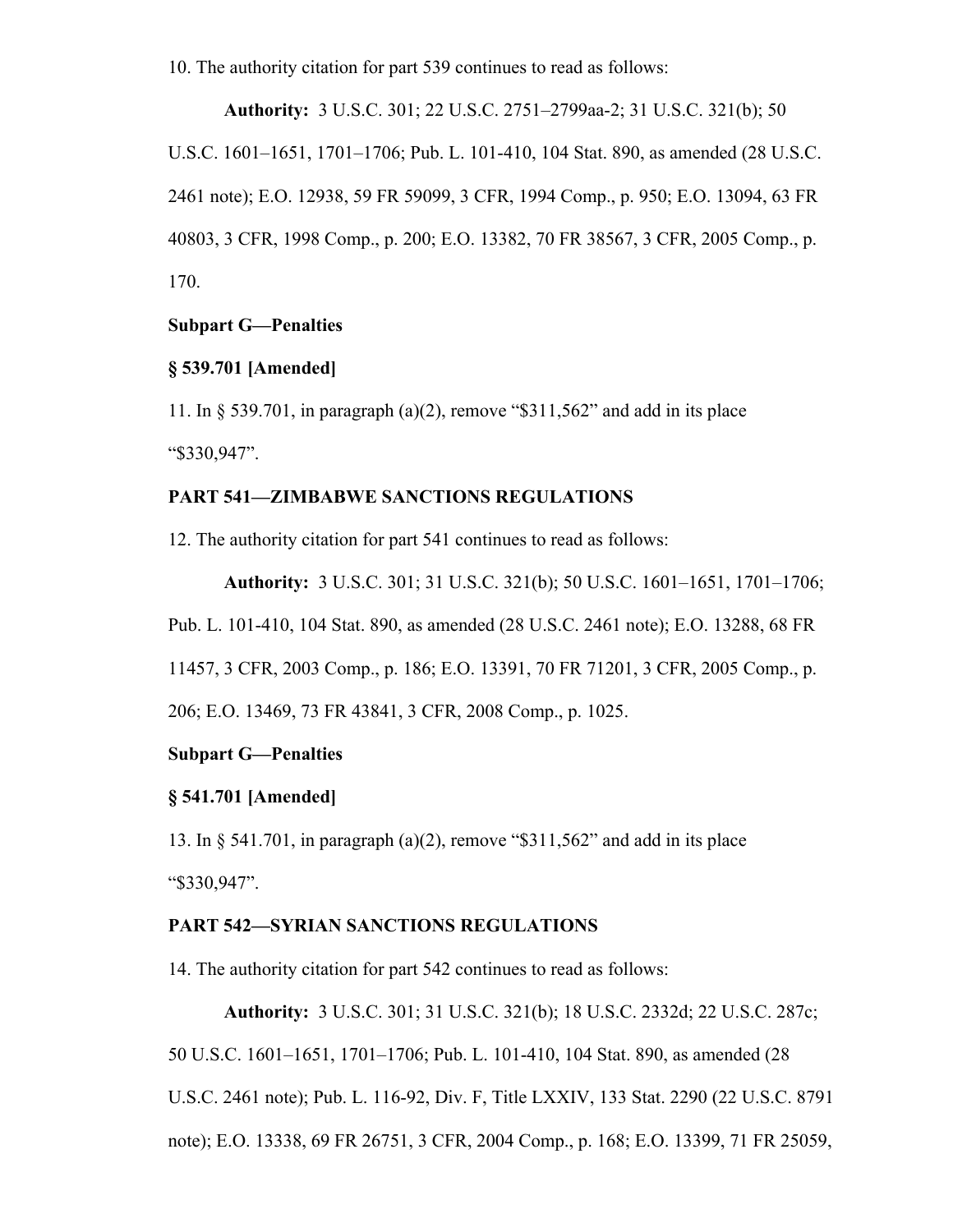10. The authority citation for part 539 continues to read as follows:

**Authority:** 3 U.S.C. 301; 22 U.S.C. 2751–2799aa-2; 31 U.S.C. 321(b); 50 U.S.C. 1601–1651, 1701–1706; Pub. L. 101-410, 104 Stat. 890, as amended (28 U.S.C. 2461 note); E.O. 12938, 59 FR 59099, 3 CFR, 1994 Comp., p. 950; E.O. 13094, 63 FR 40803, 3 CFR, 1998 Comp., p. 200; E.O. 13382, 70 FR 38567, 3 CFR, 2005 Comp., p. 170.

**Subpart G—Penalties**

**§ 539.701 [Amended]**

11. In § 539.701, in paragraph (a)(2), remove "$311,562" and add in its place "$330,947".

**PART 541—ZIMBABWE SANCTIONS REGULATIONS**

12. The authority citation for part 541 continues to read as follows:

**Authority:** 3 U.S.C. 301; 31 U.S.C. 321(b); 50 U.S.C. 1601–1651, 1701–1706; Pub. L. 101-410, 104 Stat. 890, as amended (28 U.S.C. 2461 note); E.O. 13288, 68 FR 11457, 3 CFR, 2003 Comp., p. 186; E.O. 13391, 70 FR 71201, 3 CFR, 2005 Comp., p. 206; E.O. 13469, 73 FR 43841, 3 CFR, 2008 Comp., p. 1025.

**Subpart G—Penalties**

**§ 541.701 [Amended]**

13. In § 541.701, in paragraph (a)(2), remove "$311,562" and add in its place "$330,947".

**PART 542—SYRIAN SANCTIONS REGULATIONS**

14. The authority citation for part 542 continues to read as follows:

**Authority:** 3 U.S.C. 301; 31 U.S.C. 321(b); 18 U.S.C. 2332d; 22 U.S.C. 287c; 50 U.S.C. 1601–1651, 1701–1706; Pub. L. 101-410, 104 Stat. 890, as amended (28 U.S.C. 2461 note); Pub. L. 116-92, Div. F, Title LXXIV, 133 Stat. 2290 (22 U.S.C. 8791 note); E.O. 13338, 69 FR 26751, 3 CFR, 2004 Comp., p. 168; E.O. 13399, 71 FR 25059,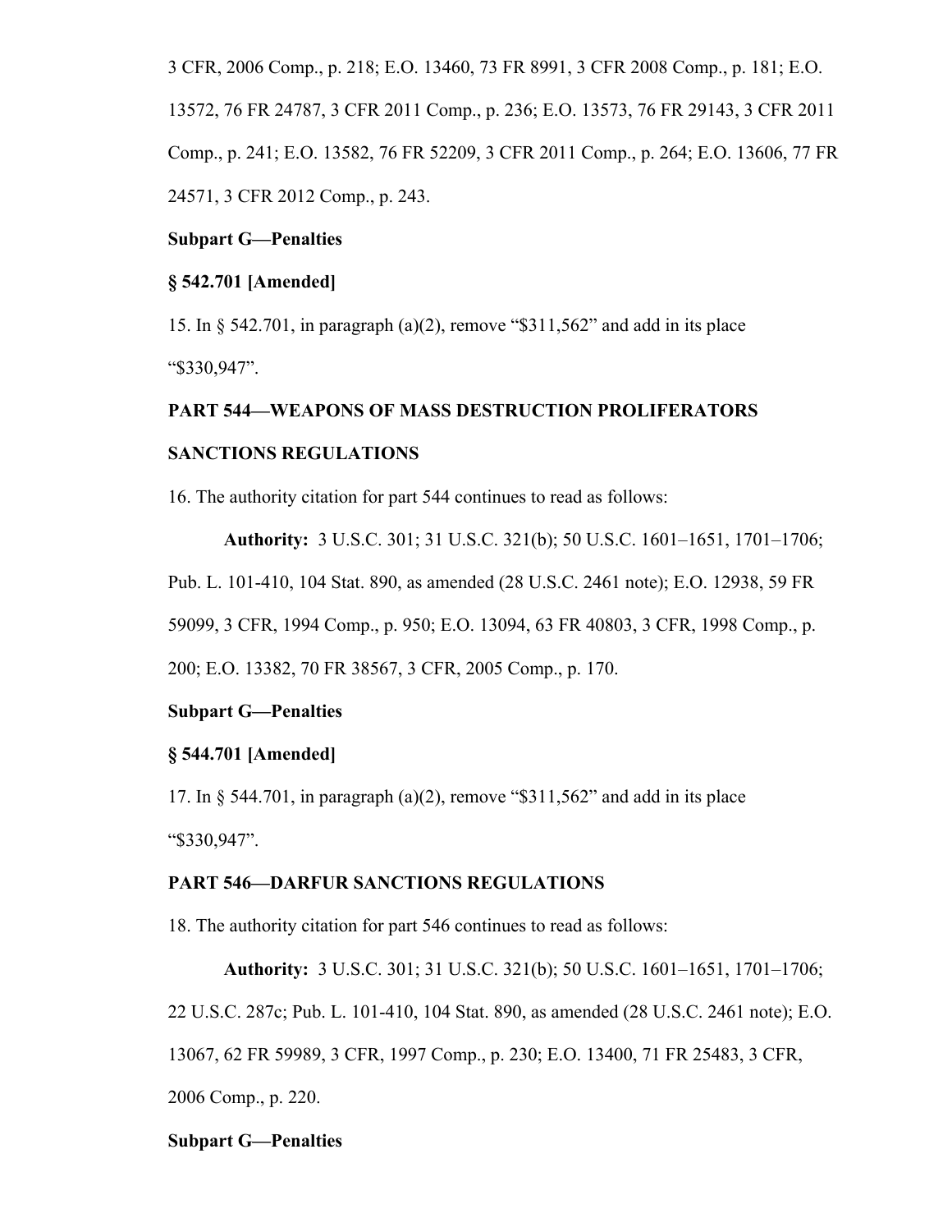3 CFR, 2006 Comp., p. 218; E.O. 13460, 73 FR 8991, 3 CFR 2008 Comp., p. 181; E.O. 13572, 76 FR 24787, 3 CFR 2011 Comp., p. 236; E.O. 13573, 76 FR 29143, 3 CFR 2011 Comp., p. 241; E.O. 13582, 76 FR 52209, 3 CFR 2011 Comp., p. 264; E.O. 13606, 77 FR 24571, 3 CFR 2012 Comp., p. 243.

**Subpart G—Penalties**

**§ 542.701 [Amended]**

15. In § 542.701, in paragraph (a)(2), remove "$311,562" and add in its place "$330,947".

**PART 544—WEAPONS OF MASS DESTRUCTION PROLIFERATORS SANCTIONS REGULATIONS**

16. The authority citation for part 544 continues to read as follows:

**Authority:** 3 U.S.C. 301; 31 U.S.C. 321(b); 50 U.S.C. 1601–1651, 1701–1706; Pub. L. 101-410, 104 Stat. 890, as amended (28 U.S.C. 2461 note); E.O. 12938, 59 FR 59099, 3 CFR, 1994 Comp., p. 950; E.O. 13094, 63 FR 40803, 3 CFR, 1998 Comp., p. 200; E.O. 13382, 70 FR 38567, 3 CFR, 2005 Comp., p. 170.

**Subpart G—Penalties**

**§ 544.701 [Amended]**

17. In § 544.701, in paragraph (a)(2), remove "$311,562" and add in its place "$330,947".

**PART 546—DARFUR SANCTIONS REGULATIONS**

18. The authority citation for part 546 continues to read as follows:

**Authority:** 3 U.S.C. 301; 31 U.S.C. 321(b); 50 U.S.C. 1601–1651, 1701–1706; 22 U.S.C. 287c; Pub. L. 101-410, 104 Stat. 890, as amended (28 U.S.C. 2461 note); E.O. 13067, 62 FR 59989, 3 CFR, 1997 Comp., p. 230; E.O. 13400, 71 FR 25483, 3 CFR, 2006 Comp., p. 220.

**Subpart G—Penalties**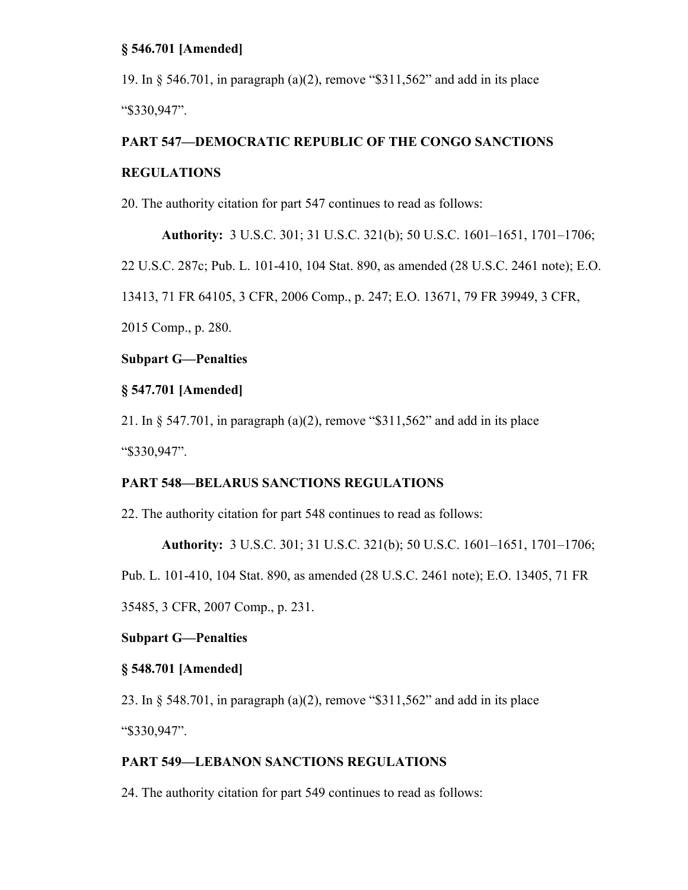**§ 546.701 [Amended]**

19. In § 546.701, in paragraph (a)(2), remove "$311,562" and add in its place "$330,947".

**PART 547—DEMOCRATIC REPUBLIC OF THE CONGO SANCTIONS REGULATIONS**

20. The authority citation for part 547 continues to read as follows:

**Authority:** 3 U.S.C. 301; 31 U.S.C. 321(b); 50 U.S.C. 1601–1651, 1701–1706; 22 U.S.C. 287c; Pub. L. 101-410, 104 Stat. 890, as amended (28 U.S.C. 2461 note); E.O. 13413, 71 FR 64105, 3 CFR, 2006 Comp., p. 247; E.O. 13671, 79 FR 39949, 3 CFR, 2015 Comp., p. 280.

**Subpart G—Penalties**

**§ 547.701 [Amended]**

21. In § 547.701, in paragraph (a)(2), remove "$311,562" and add in its place "$330,947".

**PART 548—BELARUS SANCTIONS REGULATIONS**

22. The authority citation for part 548 continues to read as follows:

**Authority:** 3 U.S.C. 301; 31 U.S.C. 321(b); 50 U.S.C. 1601–1651, 1701–1706; Pub. L. 101-410, 104 Stat. 890, as amended (28 U.S.C. 2461 note); E.O. 13405, 71 FR 35485, 3 CFR, 2007 Comp., p. 231.

**Subpart G—Penalties**

**§ 548.701 [Amended]**

23. In § 548.701, in paragraph (a)(2), remove "$311,562" and add in its place "$330,947".

**PART 549—LEBANON SANCTIONS REGULATIONS**

24. The authority citation for part 549 continues to read as follows: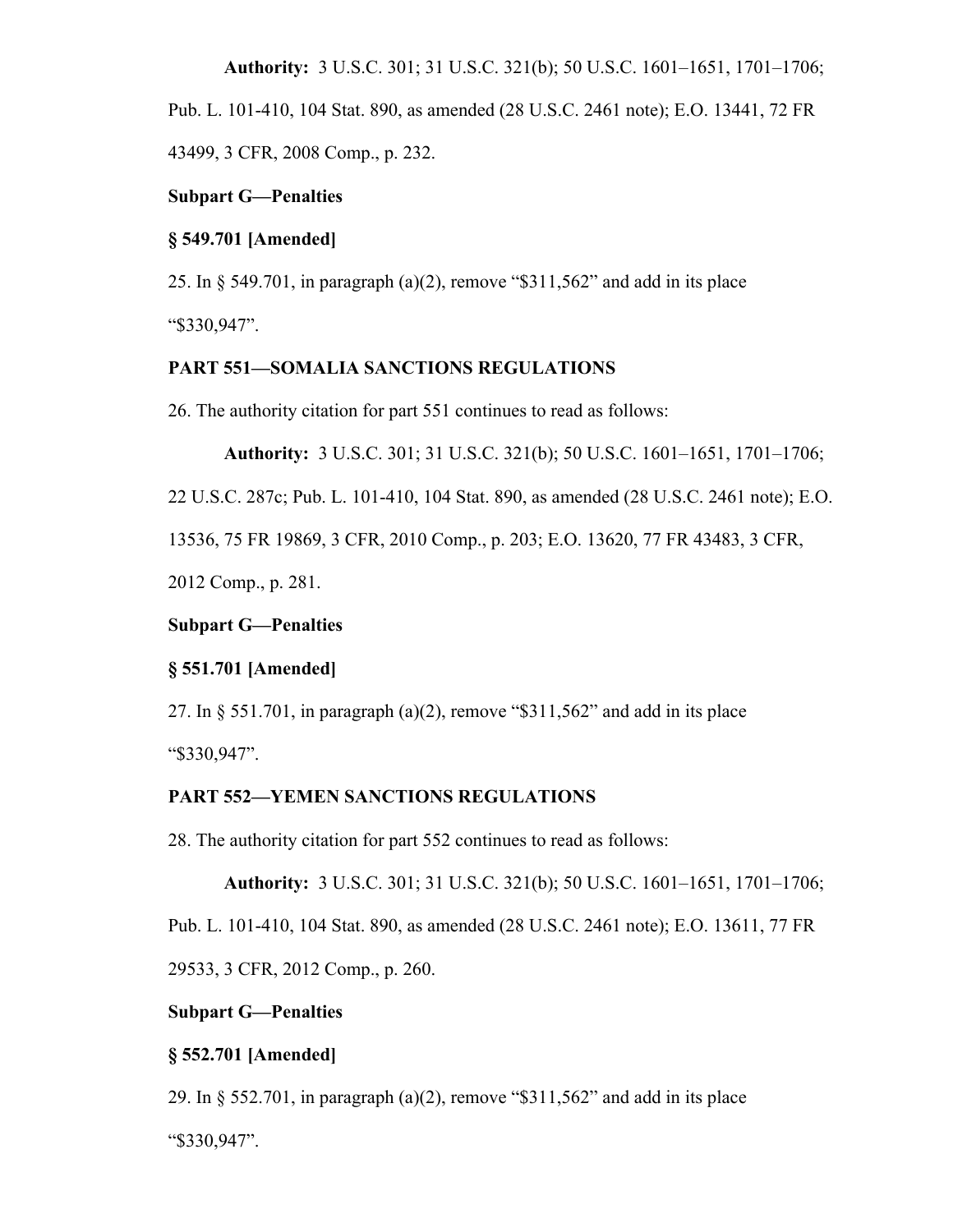**Authority:** 3 U.S.C. 301; 31 U.S.C. 321(b); 50 U.S.C. 1601–1651, 1701–1706; Pub. L. 101-410, 104 Stat. 890, as amended (28 U.S.C. 2461 note); E.O. 13441, 72 FR 43499, 3 CFR, 2008 Comp., p. 232.

**Subpart G—Penalties**

**§ 549.701 [Amended]**

25. In § 549.701, in paragraph (a)(2), remove "$311,562" and add in its place "$330,947".

**PART 551—SOMALIA SANCTIONS REGULATIONS**

26. The authority citation for part 551 continues to read as follows:

**Authority:** 3 U.S.C. 301; 31 U.S.C. 321(b); 50 U.S.C. 1601–1651, 1701–1706; 22 U.S.C. 287c; Pub. L. 101-410, 104 Stat. 890, as amended (28 U.S.C. 2461 note); E.O. 13536, 75 FR 19869, 3 CFR, 2010 Comp., p. 203; E.O. 13620, 77 FR 43483, 3 CFR, 2012 Comp., p. 281.

**Subpart G—Penalties**

**§ 551.701 [Amended]**

27. In § 551.701, in paragraph (a)(2), remove "$311,562" and add in its place "$330,947".

**PART 552—YEMEN SANCTIONS REGULATIONS**

28. The authority citation for part 552 continues to read as follows:

**Authority:** 3 U.S.C. 301; 31 U.S.C. 321(b); 50 U.S.C. 1601–1651, 1701–1706; Pub. L. 101-410, 104 Stat. 890, as amended (28 U.S.C. 2461 note); E.O. 13611, 77 FR 29533, 3 CFR, 2012 Comp., p. 260.

**Subpart G—Penalties**

**§ 552.701 [Amended]**

29. In § 552.701, in paragraph (a)(2), remove "$311,562" and add in its place "$330,947".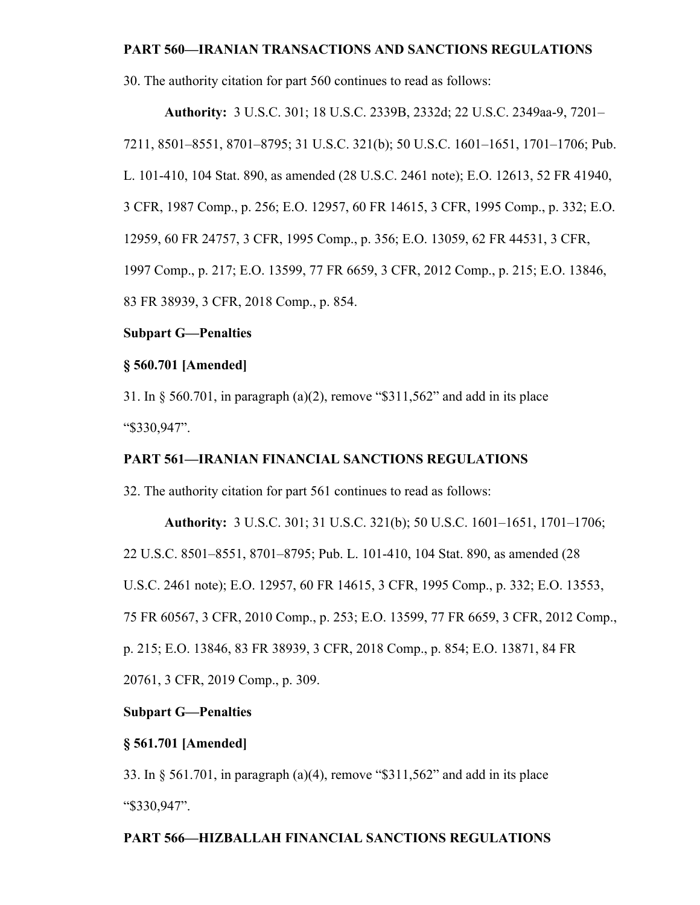**PART 560—IRANIAN TRANSACTIONS AND SANCTIONS REGULATIONS**

30. The authority citation for part 560 continues to read as follows:

**Authority:** 3 U.S.C. 301; 18 U.S.C. 2339B, 2332d; 22 U.S.C. 2349aa-9, 7201–7211, 8501–8551, 8701–8795; 31 U.S.C. 321(b); 50 U.S.C. 1601–1651, 1701–1706; Pub. L. 101-410, 104 Stat. 890, as amended (28 U.S.C. 2461 note); E.O. 12613, 52 FR 41940, 3 CFR, 1987 Comp., p. 256; E.O. 12957, 60 FR 14615, 3 CFR, 1995 Comp., p. 332; E.O. 12959, 60 FR 24757, 3 CFR, 1995 Comp., p. 356; E.O. 13059, 62 FR 44531, 3 CFR, 1997 Comp., p. 217; E.O. 13599, 77 FR 6659, 3 CFR, 2012 Comp., p. 215; E.O. 13846, 83 FR 38939, 3 CFR, 2018 Comp., p. 854.

**Subpart G—Penalties**

**§ 560.701 [Amended]**

31. In § 560.701, in paragraph (a)(2), remove "$311,562" and add in its place "$330,947".

**PART 561—IRANIAN FINANCIAL SANCTIONS REGULATIONS**

32. The authority citation for part 561 continues to read as follows:

**Authority:** 3 U.S.C. 301; 31 U.S.C. 321(b); 50 U.S.C. 1601–1651, 1701–1706; 22 U.S.C. 8501–8551, 8701–8795; Pub. L. 101-410, 104 Stat. 890, as amended (28 U.S.C. 2461 note); E.O. 12957, 60 FR 14615, 3 CFR, 1995 Comp., p. 332; E.O. 13553, 75 FR 60567, 3 CFR, 2010 Comp., p. 253; E.O. 13599, 77 FR 6659, 3 CFR, 2012 Comp., p. 215; E.O. 13846, 83 FR 38939, 3 CFR, 2018 Comp., p. 854; E.O. 13871, 84 FR 20761, 3 CFR, 2019 Comp., p. 309.

**Subpart G—Penalties**

**§ 561.701 [Amended]**

33. In § 561.701, in paragraph (a)(4), remove "$311,562" and add in its place "$330,947".

**PART 566—HIZBALLAH FINANCIAL SANCTIONS REGULATIONS**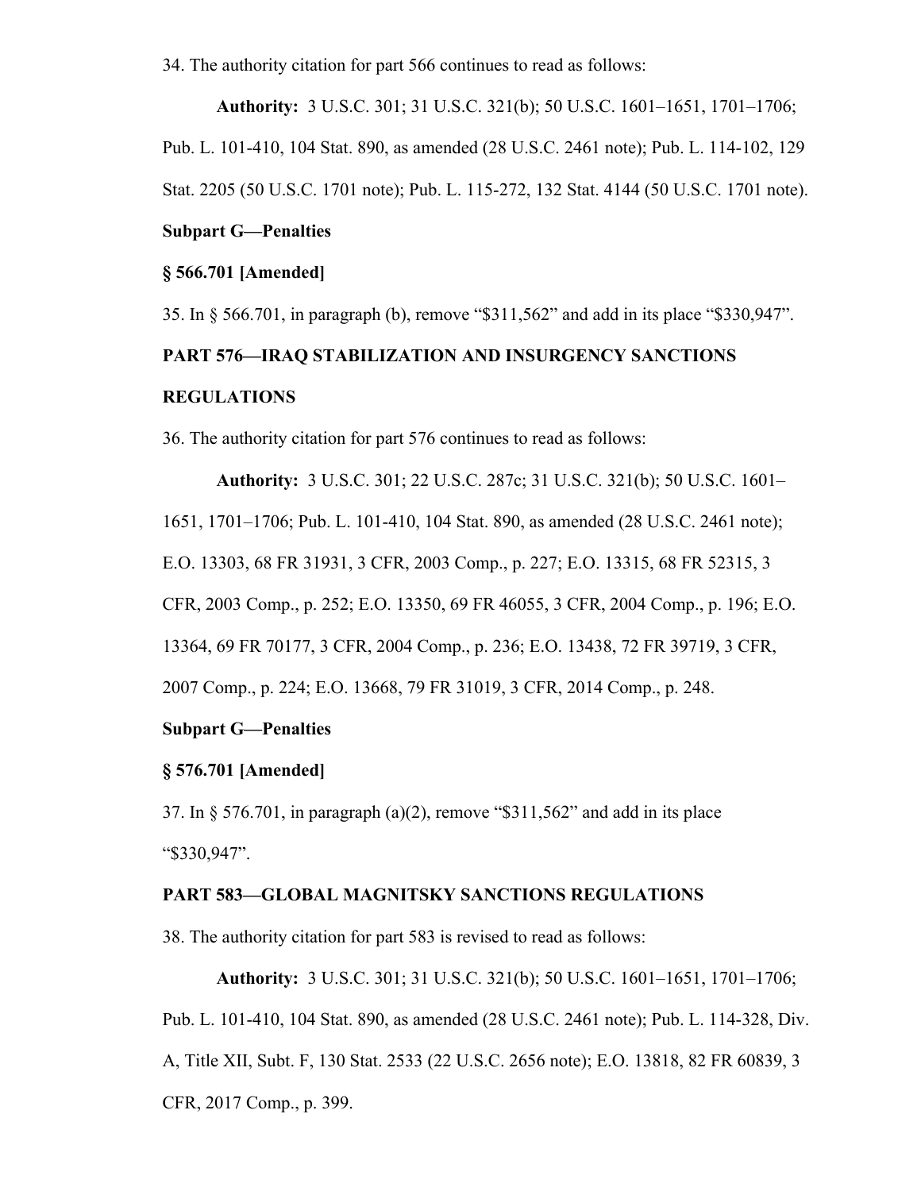34. The authority citation for part 566 continues to read as follows:

**Authority:** 3 U.S.C. 301; 31 U.S.C. 321(b); 50 U.S.C. 1601–1651, 1701–1706; Pub. L. 101-410, 104 Stat. 890, as amended (28 U.S.C. 2461 note); Pub. L. 114-102, 129 Stat. 2205 (50 U.S.C. 1701 note); Pub. L. 115-272, 132 Stat. 4144 (50 U.S.C. 1701 note).

**Subpart G—Penalties**

**§ 566.701 [Amended]**

35. In § 566.701, in paragraph (b), remove "$311,562" and add in its place "$330,947".

**PART 576—IRAQ STABILIZATION AND INSURGENCY SANCTIONS REGULATIONS**

36. The authority citation for part 576 continues to read as follows:

**Authority:** 3 U.S.C. 301; 22 U.S.C. 287c; 31 U.S.C. 321(b); 50 U.S.C. 1601–1651, 1701–1706; Pub. L. 101-410, 104 Stat. 890, as amended (28 U.S.C. 2461 note); E.O. 13303, 68 FR 31931, 3 CFR, 2003 Comp., p. 227; E.O. 13315, 68 FR 52315, 3 CFR, 2003 Comp., p. 252; E.O. 13350, 69 FR 46055, 3 CFR, 2004 Comp., p. 196; E.O. 13364, 69 FR 70177, 3 CFR, 2004 Comp., p. 236; E.O. 13438, 72 FR 39719, 3 CFR, 2007 Comp., p. 224; E.O. 13668, 79 FR 31019, 3 CFR, 2014 Comp., p. 248.

**Subpart G—Penalties**

**§ 576.701 [Amended]**

37. In § 576.701, in paragraph (a)(2), remove "$311,562" and add in its place "$330,947".

**PART 583—GLOBAL MAGNITSKY SANCTIONS REGULATIONS**

38. The authority citation for part 583 is revised to read as follows:

**Authority:** 3 U.S.C. 301; 31 U.S.C. 321(b); 50 U.S.C. 1601–1651, 1701–1706; Pub. L. 101-410, 104 Stat. 890, as amended (28 U.S.C. 2461 note); Pub. L. 114-328, Div. A, Title XII, Subt. F, 130 Stat. 2533 (22 U.S.C. 2656 note); E.O. 13818, 82 FR 60839, 3 CFR, 2017 Comp., p. 399.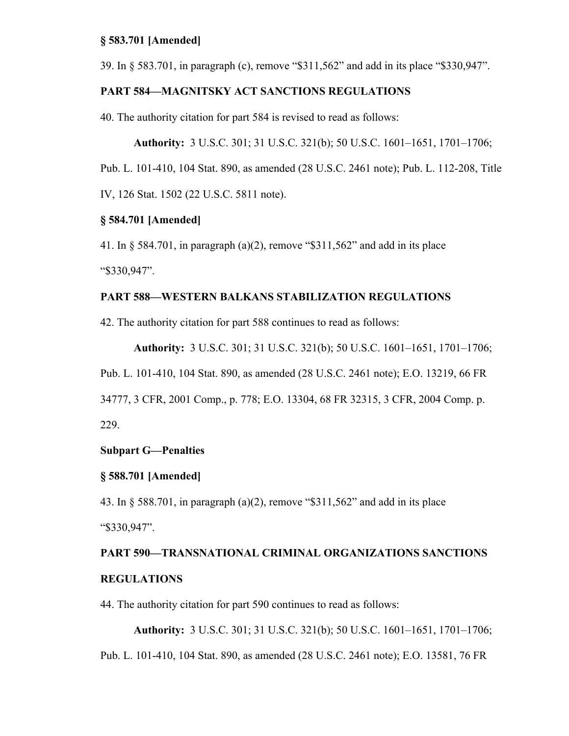### § 583.701 [Amended]

39. In § 583.701, in paragraph (c), remove "$311,562" and add in its place "$330,947".

## PART 584—MAGNITSKY ACT SANCTIONS REGULATIONS

40. The authority citation for part 584 is revised to read as follows:

**Authority:** 3 U.S.C. 301; 31 U.S.C. 321(b); 50 U.S.C. 1601–1651, 1701–1706; Pub. L. 101-410, 104 Stat. 890, as amended (28 U.S.C. 2461 note); Pub. L. 112-208, Title IV, 126 Stat. 1502 (22 U.S.C. 5811 note).

### § 584.701 [Amended]

41. In § 584.701, in paragraph (a)(2), remove "$311,562" and add in its place "$330,947".

## PART 588—WESTERN BALKANS STABILIZATION REGULATIONS

42. The authority citation for part 588 continues to read as follows:

**Authority:** 3 U.S.C. 301; 31 U.S.C. 321(b); 50 U.S.C. 1601–1651, 1701–1706; Pub. L. 101-410, 104 Stat. 890, as amended (28 U.S.C. 2461 note); E.O. 13219, 66 FR 34777, 3 CFR, 2001 Comp., p. 778; E.O. 13304, 68 FR 32315, 3 CFR, 2004 Comp. p. 229.

### Subpart G—Penalties

### § 588.701 [Amended]

43. In § 588.701, in paragraph (a)(2), remove "$311,562" and add in its place "$330,947".

## PART 590—TRANSNATIONAL CRIMINAL ORGANIZATIONS SANCTIONS REGULATIONS

44. The authority citation for part 590 continues to read as follows:

**Authority:** 3 U.S.C. 301; 31 U.S.C. 321(b); 50 U.S.C. 1601–1651, 1701–1706; Pub. L. 101-410, 104 Stat. 890, as amended (28 U.S.C. 2461 note); E.O. 13581, 76 FR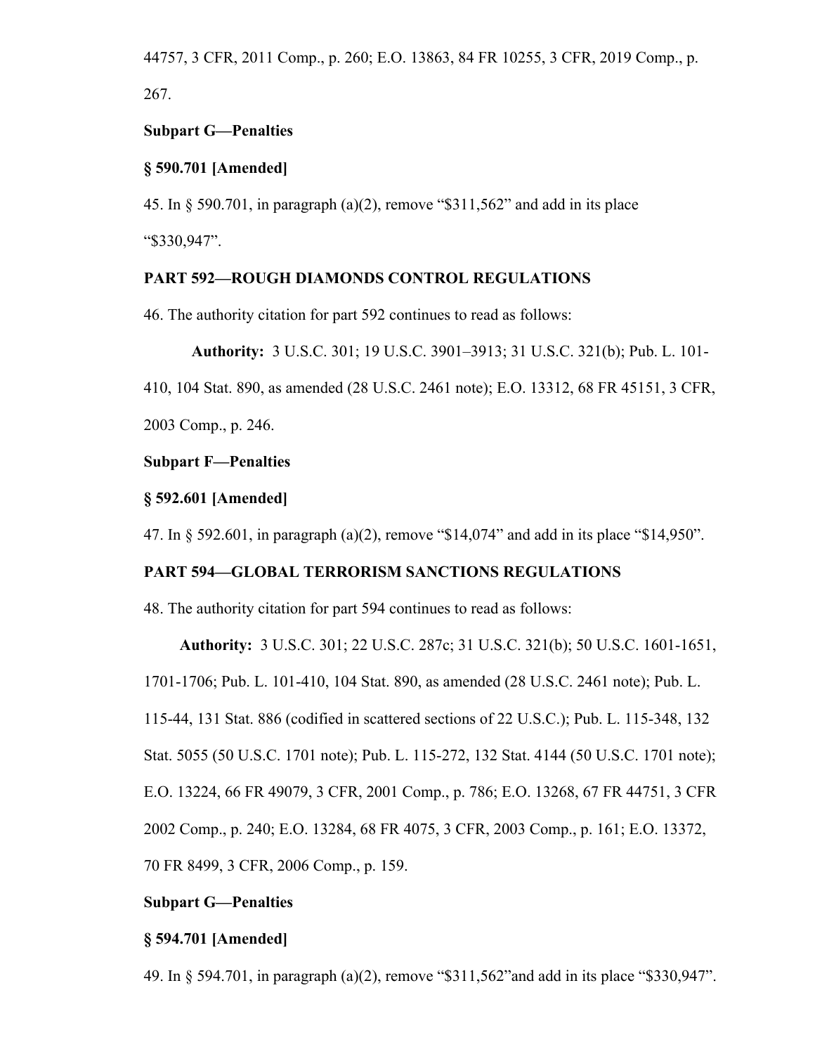44757, 3 CFR, 2011 Comp., p. 260; E.O. 13863, 84 FR 10255, 3 CFR, 2019 Comp., p. 267.

**Subpart G—Penalties**

**§ 590.701 [Amended]**

45. In § 590.701, in paragraph (a)(2), remove "$311,562" and add in its place "$330,947".

**PART 592—ROUGH DIAMONDS CONTROL REGULATIONS**

46. The authority citation for part 592 continues to read as follows:

**Authority:** 3 U.S.C. 301; 19 U.S.C. 3901–3913; 31 U.S.C. 321(b); Pub. L. 101-410, 104 Stat. 890, as amended (28 U.S.C. 2461 note); E.O. 13312, 68 FR 45151, 3 CFR, 2003 Comp., p. 246.

**Subpart F—Penalties**

**§ 592.601 [Amended]**

47. In § 592.601, in paragraph (a)(2), remove "$14,074" and add in its place "$14,950".

**PART 594—GLOBAL TERRORISM SANCTIONS REGULATIONS**

48. The authority citation for part 594 continues to read as follows:

**Authority:** 3 U.S.C. 301; 22 U.S.C. 287c; 31 U.S.C. 321(b); 50 U.S.C. 1601-1651, 1701-1706; Pub. L. 101-410, 104 Stat. 890, as amended (28 U.S.C. 2461 note); Pub. L. 115-44, 131 Stat. 886 (codified in scattered sections of 22 U.S.C.); Pub. L. 115-348, 132 Stat. 5055 (50 U.S.C. 1701 note); Pub. L. 115-272, 132 Stat. 4144 (50 U.S.C. 1701 note); E.O. 13224, 66 FR 49079, 3 CFR, 2001 Comp., p. 786; E.O. 13268, 67 FR 44751, 3 CFR 2002 Comp., p. 240; E.O. 13284, 68 FR 4075, 3 CFR, 2003 Comp., p. 161; E.O. 13372, 70 FR 8499, 3 CFR, 2006 Comp., p. 159.

**Subpart G—Penalties**

**§ 594.701 [Amended]**

49. In § 594.701, in paragraph (a)(2), remove "$311,562"and add in its place "$330,947".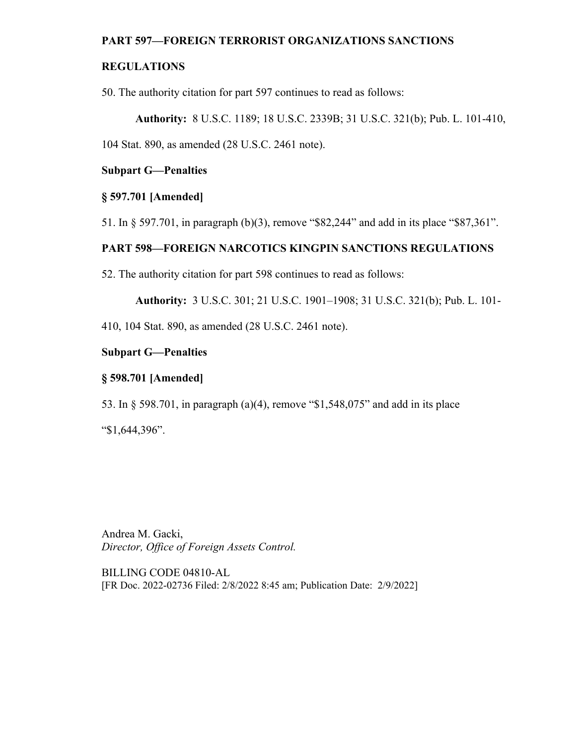**PART 597—FOREIGN TERRORIST ORGANIZATIONS SANCTIONS REGULATIONS**

50. The authority citation for part 597 continues to read as follows:

**Authority:** 8 U.S.C. 1189; 18 U.S.C. 2339B; 31 U.S.C. 321(b); Pub. L. 101-410, 104 Stat. 890, as amended (28 U.S.C. 2461 note).

**Subpart G—Penalties**

**§ 597.701 [Amended]**

51. In § 597.701, in paragraph (b)(3), remove "$82,244" and add in its place "$87,361".

**PART 598—FOREIGN NARCOTICS KINGPIN SANCTIONS REGULATIONS**

52. The authority citation for part 598 continues to read as follows:

**Authority:** 3 U.S.C. 301; 21 U.S.C. 1901–1908; 31 U.S.C. 321(b); Pub. L. 101-410, 104 Stat. 890, as amended (28 U.S.C. 2461 note).

**Subpart G—Penalties**

**§ 598.701 [Amended]**

53. In § 598.701, in paragraph (a)(4), remove "$1,548,075" and add in its place "$1,644,396".

Andrea M. Gacki,
*Director, Office of Foreign Assets Control.*

BILLING CODE 04810-AL
[FR Doc. 2022-02736 Filed: 2/8/2022 8:45 am; Publication Date: 2/9/2022]